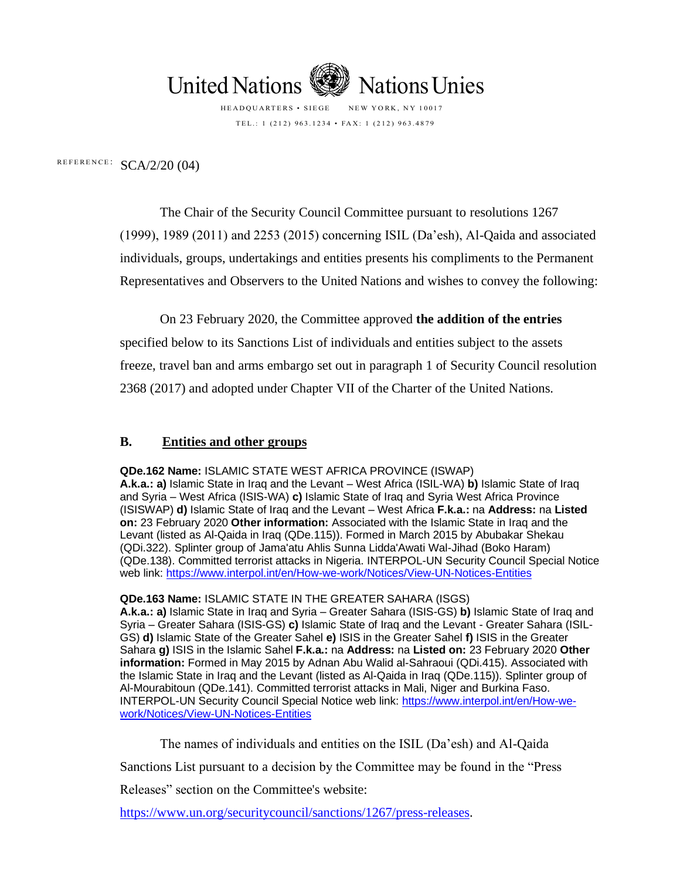United Nations Nations Unies

HEADQUARTERS • SIEGE NEW YORK, NY 10017

TEL.: 1 (212) 963.1234 • FAX: 1 (212) 963.4879

REFERENCE: SCA/2/20 (04)

The Chair of the Security Council Committee pursuant to resolutions 1267 (1999), 1989 (2011) and 2253 (2015) concerning ISIL (Da'esh), Al-Qaida and associated individuals, groups, undertakings and entities presents his compliments to the Permanent Representatives and Observers to the United Nations and wishes to convey the following:

On 23 February 2020, the Committee approved **the addition of the entries** specified below to its Sanctions List of individuals and entities subject to the assets freeze, travel ban and arms embargo set out in paragraph 1 of Security Council resolution 2368 (2017) and adopted under Chapter VII of the Charter of the United Nations.

## B. Entities and other groups

**QDe.162 Name:** ISLAMIC STATE WEST AFRICA PROVINCE (ISWAP)
**A.k.a.: a)** Islamic State in Iraq and the Levant – West Africa (ISIL-WA) **b)** Islamic State of Iraq and Syria – West Africa (ISIS-WA) **c)** Islamic State of Iraq and Syria West Africa Province (ISISWAP) **d)** Islamic State of Iraq and the Levant – West Africa **F.k.a.:** na **Address:** na **Listed on:** 23 February 2020 **Other information:** Associated with the Islamic State in Iraq and the Levant (listed as Al-Qaida in Iraq (QDe.115)). Formed in March 2015 by Abubakar Shekau (QDi.322). Splinter group of Jama'atu Ahlis Sunna Lidda'Awati Wal-Jihad (Boko Haram) (QDe.138). Committed terrorist attacks in Nigeria. INTERPOL-UN Security Council Special Notice web link: https://www.interpol.int/en/How-we-work/Notices/View-UN-Notices-Entities

**QDe.163 Name:** ISLAMIC STATE IN THE GREATER SAHARA (ISGS)
**A.k.a.: a)** Islamic State in Iraq and Syria – Greater Sahara (ISIS-GS) **b)** Islamic State of Iraq and Syria – Greater Sahara (ISIS-GS) **c)** Islamic State of Iraq and the Levant - Greater Sahara (ISIL-GS) **d)** Islamic State of the Greater Sahel **e)** ISIS in the Greater Sahel **f)** ISIS in the Greater Sahara **g)** ISIS in the Islamic Sahel **F.k.a.:** na **Address:** na **Listed on:** 23 February 2020 **Other information:** Formed in May 2015 by Adnan Abu Walid al-Sahraoui (QDi.415). Associated with the Islamic State in Iraq and the Levant (listed as Al-Qaida in Iraq (QDe.115)). Splinter group of Al-Mourabitoun (QDe.141). Committed terrorist attacks in Mali, Niger and Burkina Faso. INTERPOL-UN Security Council Special Notice web link: https://www.interpol.int/en/How-we-work/Notices/View-UN-Notices-Entities

The names of individuals and entities on the ISIL (Da'esh) and Al-Qaida Sanctions List pursuant to a decision by the Committee may be found in the "Press Releases" section on the Committee's website:

https://www.un.org/securitycouncil/sanctions/1267/press-releases.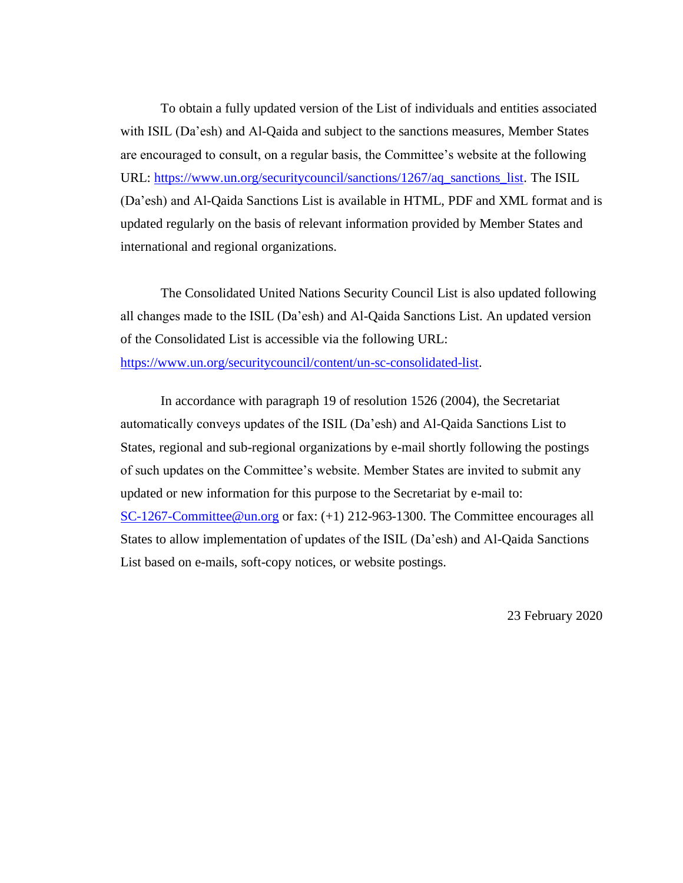To obtain a fully updated version of the List of individuals and entities associated with ISIL (Da'esh) and Al-Qaida and subject to the sanctions measures, Member States are encouraged to consult, on a regular basis, the Committee's website at the following URL: https://www.un.org/securitycouncil/sanctions/1267/aq_sanctions_list. The ISIL (Da'esh) and Al-Qaida Sanctions List is available in HTML, PDF and XML format and is updated regularly on the basis of relevant information provided by Member States and international and regional organizations.

The Consolidated United Nations Security Council List is also updated following all changes made to the ISIL (Da'esh) and Al-Qaida Sanctions List. An updated version of the Consolidated List is accessible via the following URL: https://www.un.org/securitycouncil/content/un-sc-consolidated-list.

In accordance with paragraph 19 of resolution 1526 (2004), the Secretariat automatically conveys updates of the ISIL (Da'esh) and Al-Qaida Sanctions List to States, regional and sub-regional organizations by e-mail shortly following the postings of such updates on the Committee's website. Member States are invited to submit any updated or new information for this purpose to the Secretariat by e-mail to: SC-1267-Committee@un.org or fax: (+1) 212-963-1300. The Committee encourages all States to allow implementation of updates of the ISIL (Da'esh) and Al-Qaida Sanctions List based on e-mails, soft-copy notices, or website postings.

23 February 2020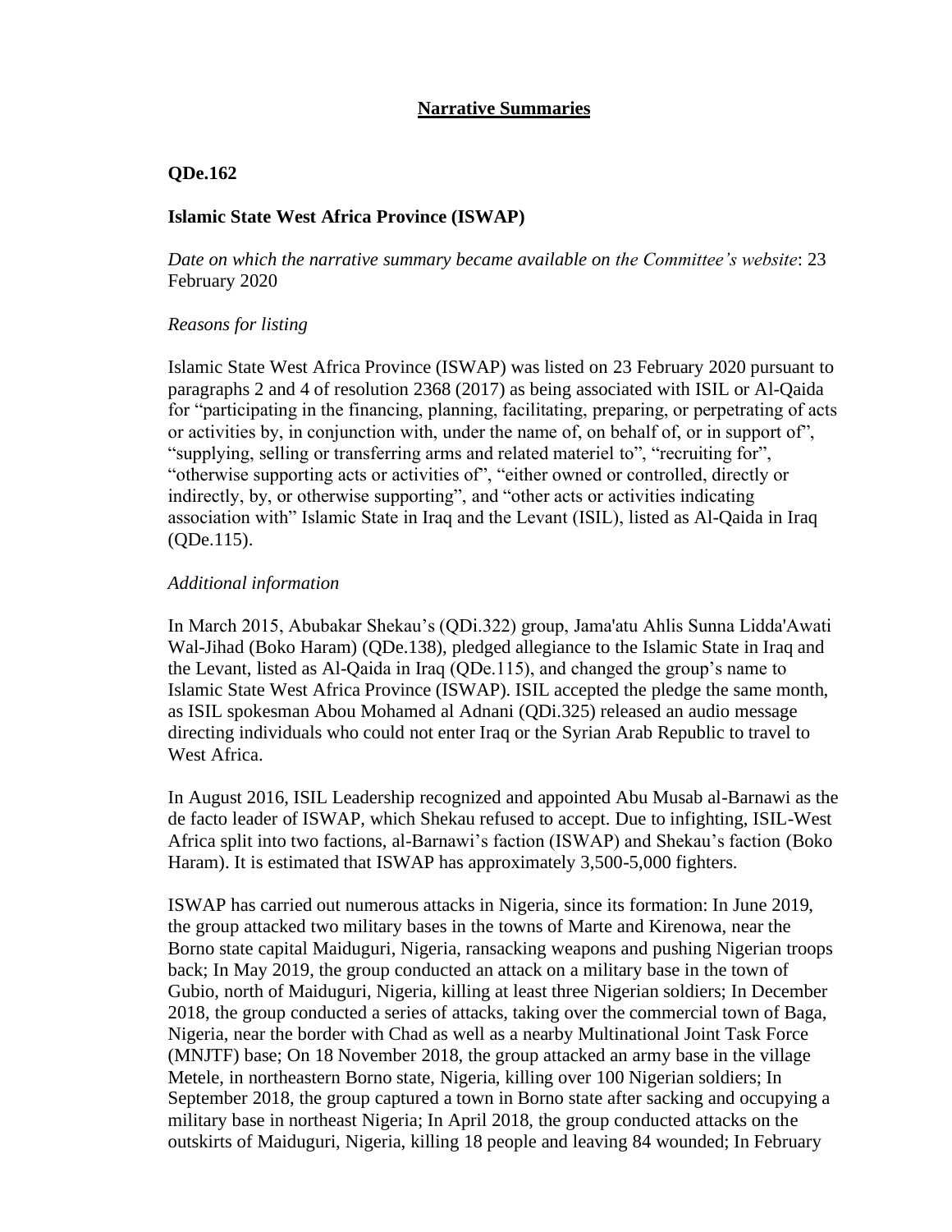# Narrative Summaries

**QDe.162**

**Islamic State West Africa Province (ISWAP)**

*Date on which the narrative summary became available on the Committee's website*: 23 February 2020

*Reasons for listing*

Islamic State West Africa Province (ISWAP) was listed on 23 February 2020 pursuant to paragraphs 2 and 4 of resolution 2368 (2017) as being associated with ISIL or Al-Qaida for "participating in the financing, planning, facilitating, preparing, or perpetrating of acts or activities by, in conjunction with, under the name of, on behalf of, or in support of", "supplying, selling or transferring arms and related materiel to", "recruiting for", "otherwise supporting acts or activities of", "either owned or controlled, directly or indirectly, by, or otherwise supporting", and "other acts or activities indicating association with" Islamic State in Iraq and the Levant (ISIL), listed as Al-Qaida in Iraq (QDe.115).

*Additional information*

In March 2015, Abubakar Shekau's (QDi.322) group, Jama'atu Ahlis Sunna Lidda'Awati Wal-Jihad (Boko Haram) (QDe.138), pledged allegiance to the Islamic State in Iraq and the Levant, listed as Al-Qaida in Iraq (QDe.115), and changed the group's name to Islamic State West Africa Province (ISWAP). ISIL accepted the pledge the same month, as ISIL spokesman Abou Mohamed al Adnani (QDi.325) released an audio message directing individuals who could not enter Iraq or the Syrian Arab Republic to travel to West Africa.

In August 2016, ISIL Leadership recognized and appointed Abu Musab al-Barnawi as the de facto leader of ISWAP, which Shekau refused to accept. Due to infighting, ISIL-West Africa split into two factions, al-Barnawi's faction (ISWAP) and Shekau's faction (Boko Haram). It is estimated that ISWAP has approximately 3,500-5,000 fighters.

ISWAP has carried out numerous attacks in Nigeria, since its formation: In June 2019, the group attacked two military bases in the towns of Marte and Kirenowa, near the Borno state capital Maiduguri, Nigeria, ransacking weapons and pushing Nigerian troops back; In May 2019, the group conducted an attack on a military base in the town of Gubio, north of Maiduguri, Nigeria, killing at least three Nigerian soldiers; In December 2018, the group conducted a series of attacks, taking over the commercial town of Baga, Nigeria, near the border with Chad as well as a nearby Multinational Joint Task Force (MNJTF) base; On 18 November 2018, the group attacked an army base in the village Metele, in northeastern Borno state, Nigeria, killing over 100 Nigerian soldiers; In September 2018, the group captured a town in Borno state after sacking and occupying a military base in northeast Nigeria; In April 2018, the group conducted attacks on the outskirts of Maiduguri, Nigeria, killing 18 people and leaving 84 wounded; In February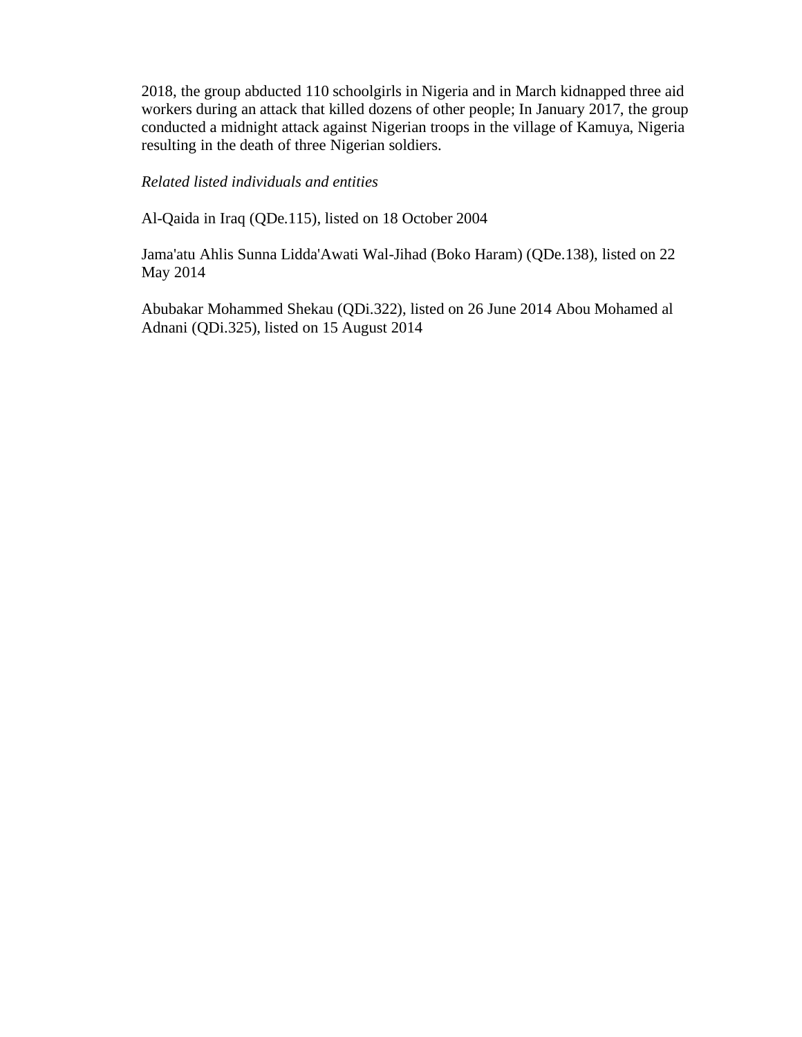2018, the group abducted 110 schoolgirls in Nigeria and in March kidnapped three aid workers during an attack that killed dozens of other people; In January 2017, the group conducted a midnight attack against Nigerian troops in the village of Kamuya, Nigeria resulting in the death of three Nigerian soldiers.

*Related listed individuals and entities*

Al-Qaida in Iraq (QDe.115), listed on 18 October 2004

Jama'atu Ahlis Sunna Lidda'Awati Wal-Jihad (Boko Haram) (QDe.138), listed on 22 May 2014

Abubakar Mohammed Shekau (QDi.322), listed on 26 June 2014 Abou Mohamed al Adnani (QDi.325), listed on 15 August 2014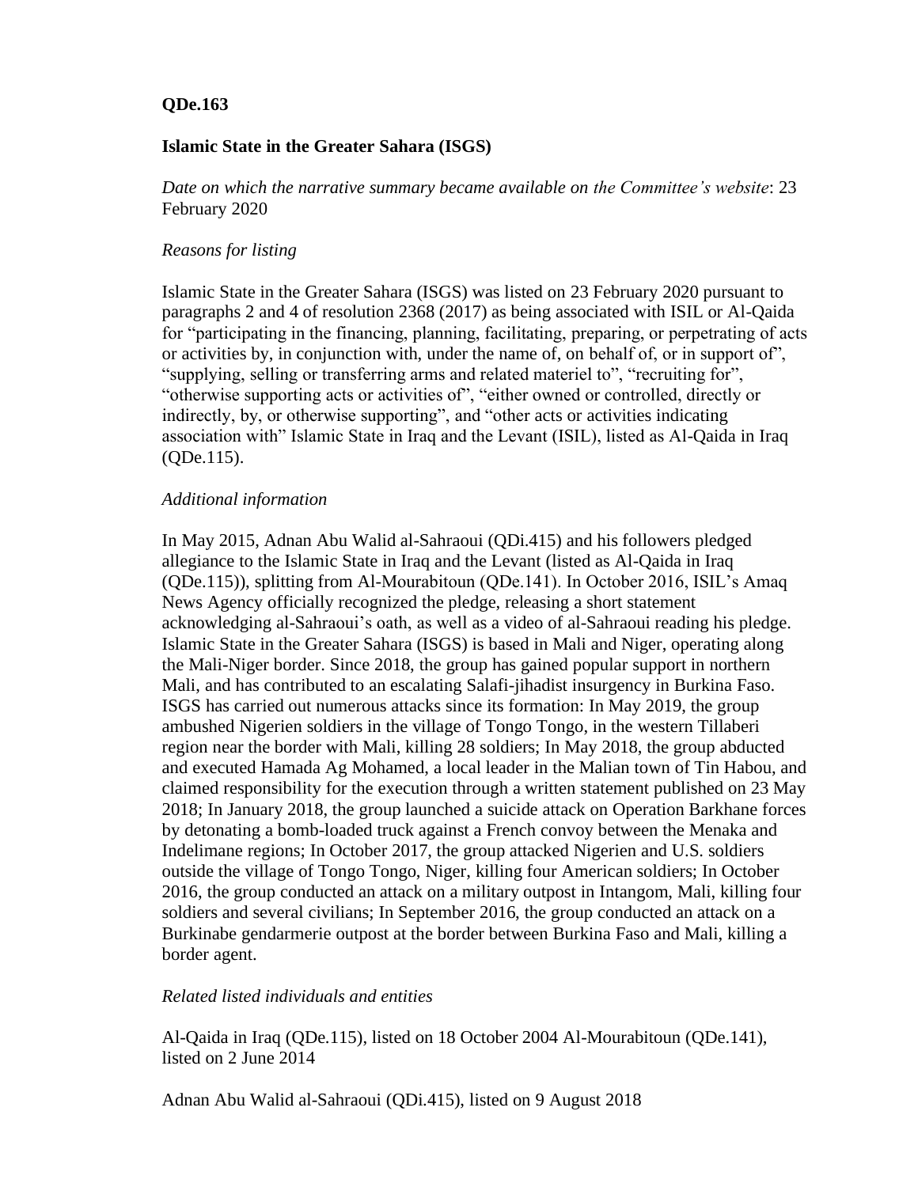**QDe.163**

**Islamic State in the Greater Sahara (ISGS)**

*Date on which the narrative summary became available on the Committee's website*: 23 February 2020

*Reasons for listing*

Islamic State in the Greater Sahara (ISGS) was listed on 23 February 2020 pursuant to paragraphs 2 and 4 of resolution 2368 (2017) as being associated with ISIL or Al-Qaida for "participating in the financing, planning, facilitating, preparing, or perpetrating of acts or activities by, in conjunction with, under the name of, on behalf of, or in support of", "supplying, selling or transferring arms and related materiel to", "recruiting for", "otherwise supporting acts or activities of", "either owned or controlled, directly or indirectly, by, or otherwise supporting", and "other acts or activities indicating association with" Islamic State in Iraq and the Levant (ISIL), listed as Al-Qaida in Iraq (QDe.115).

*Additional information*

In May 2015, Adnan Abu Walid al-Sahraoui (QDi.415) and his followers pledged allegiance to the Islamic State in Iraq and the Levant (listed as Al-Qaida in Iraq (QDe.115)), splitting from Al-Mourabitoun (QDe.141). In October 2016, ISIL's Amaq News Agency officially recognized the pledge, releasing a short statement acknowledging al-Sahraoui's oath, as well as a video of al-Sahraoui reading his pledge. Islamic State in the Greater Sahara (ISGS) is based in Mali and Niger, operating along the Mali-Niger border. Since 2018, the group has gained popular support in northern Mali, and has contributed to an escalating Salafi-jihadist insurgency in Burkina Faso. ISGS has carried out numerous attacks since its formation: In May 2019, the group ambushed Nigerien soldiers in the village of Tongo Tongo, in the western Tillaberi region near the border with Mali, killing 28 soldiers; In May 2018, the group abducted and executed Hamada Ag Mohamed, a local leader in the Malian town of Tin Habou, and claimed responsibility for the execution through a written statement published on 23 May 2018; In January 2018, the group launched a suicide attack on Operation Barkhane forces by detonating a bomb-loaded truck against a French convoy between the Menaka and Indelimane regions; In October 2017, the group attacked Nigerien and U.S. soldiers outside the village of Tongo Tongo, Niger, killing four American soldiers; In October 2016, the group conducted an attack on a military outpost in Intangom, Mali, killing four soldiers and several civilians; In September 2016, the group conducted an attack on a Burkinabe gendarmerie outpost at the border between Burkina Faso and Mali, killing a border agent.

*Related listed individuals and entities*

Al-Qaida in Iraq (QDe.115), listed on 18 October 2004 Al-Mourabitoun (QDe.141), listed on 2 June 2014

Adnan Abu Walid al-Sahraoui (QDi.415), listed on 9 August 2018